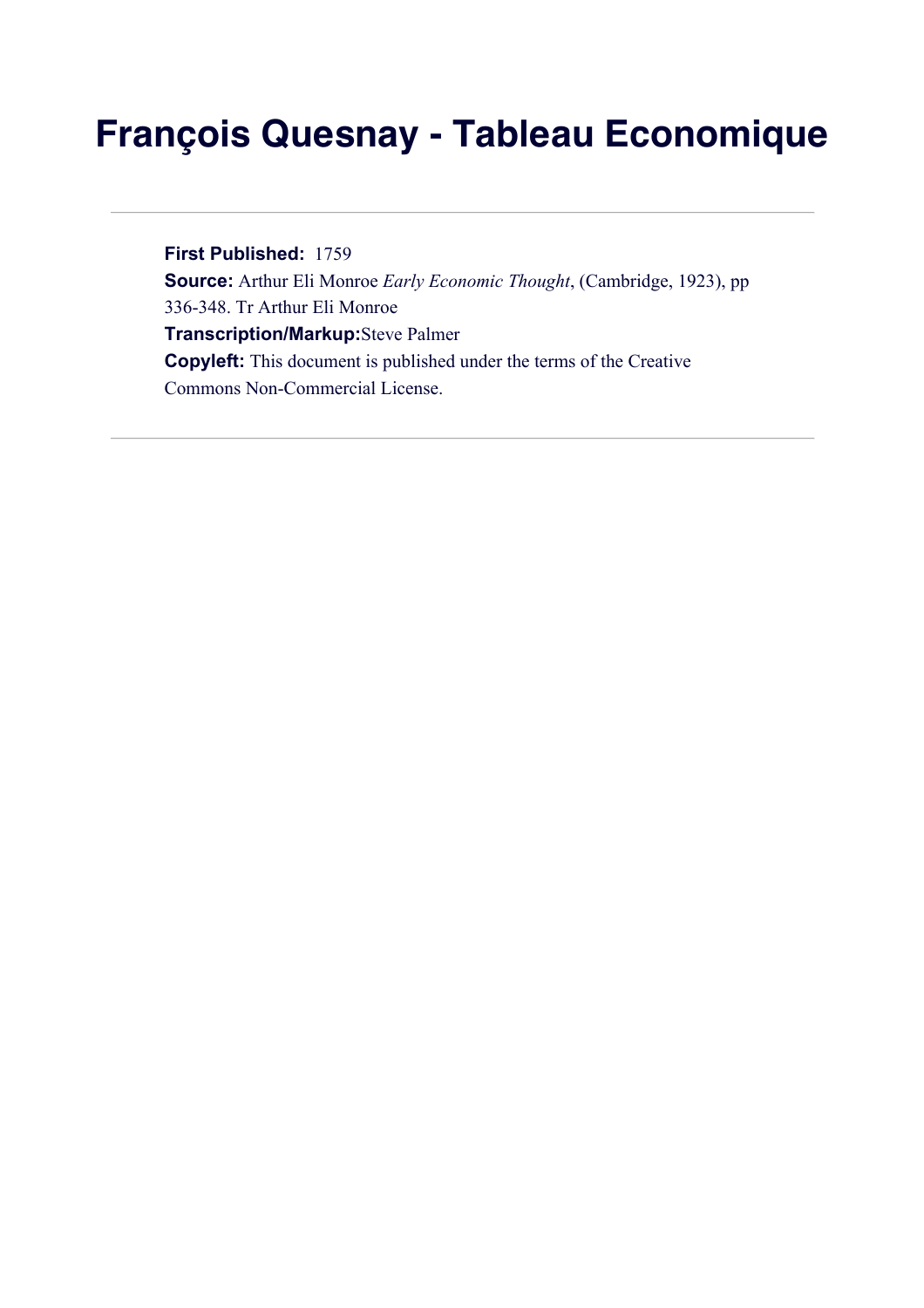# François Quesnay - Tableau Economique

---

**First Published:** 1759
**Source:** Arthur Eli Monroe *Early Economic Thought*, (Cambridge, 1923), pp 336-348. Tr Arthur Eli Monroe
**Transcription/Markup:**Steve Palmer
**Copyleft:** This document is published under the terms of the Creative Commons Non-Commercial License.

---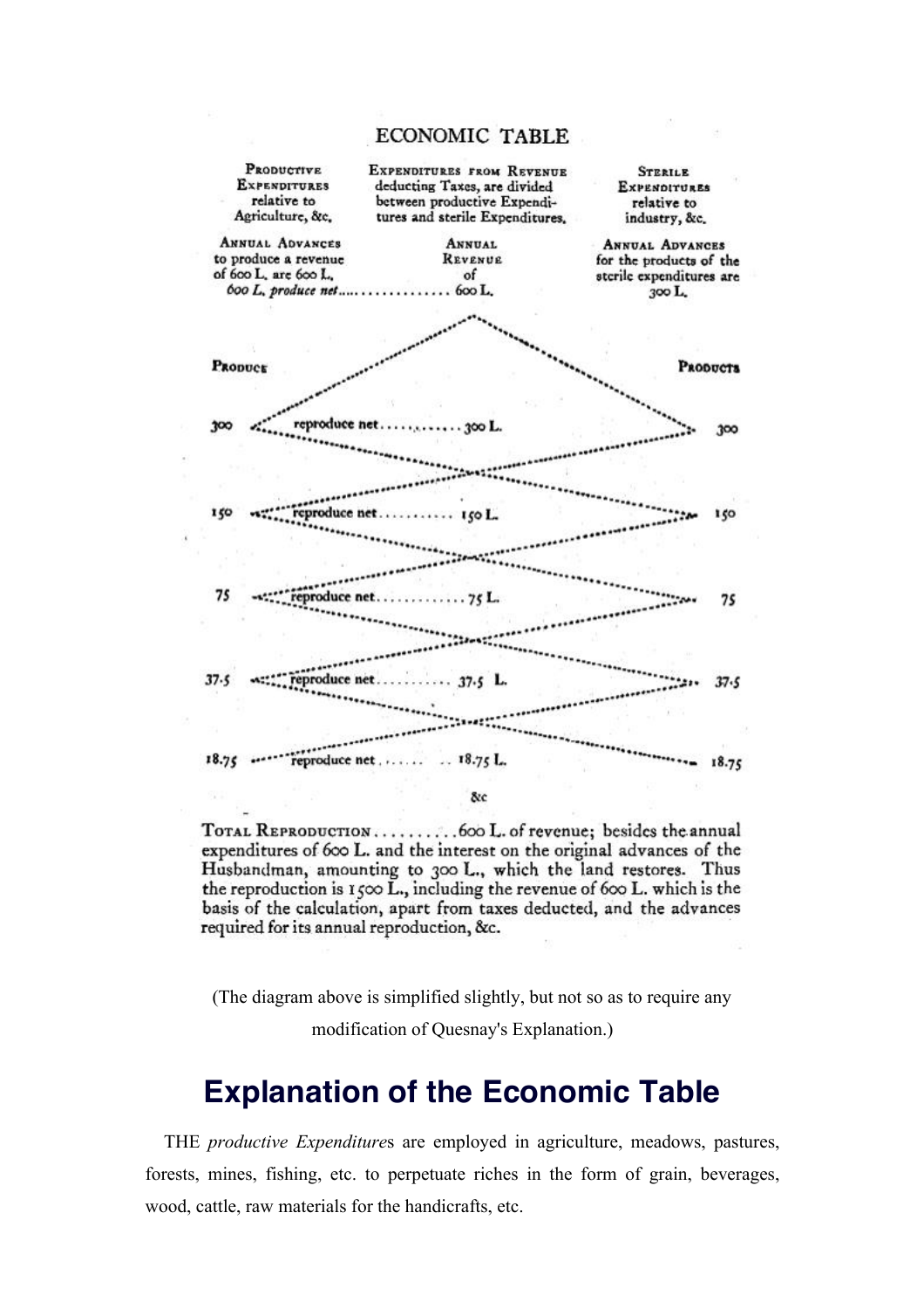ECONOMIC TABLE

| Productive Expenditures relative to Agriculture, &c. | Expenditures from Revenue deducting Taxes, are divided between productive Expenditures and sterile Expenditures. | Sterile Expenditures relative to industry, &c. |
|---|---|---|
| Annual Advances to produce a revenue of 600 L. are 600 L. | Annual Revenue of | Annual Advances for the products of the sterile expenditures are 300 L. |
| *600 L. produce net* | 600 L. | |
| Produce | | Products |
| 300 | reproduce net ............ 300 L. | 300 |
| 150 | reproduce net ............ 150 L. | 150 |
| 75 | reproduce net ............ 75 L. | 75 |
| 37.5 | reproduce net ............ 37.5 L. | 37.5 |
| 18.75 | reproduce net ............ 18.75 L. | 18.75 |
| | &c | |

Total Reproduction ............600 L. of revenue; besides the annual expenditures of 600 L. and the interest on the original advances of the Husbandman, amounting to 300 L., which the land restores. Thus the reproduction is 1500 L., including the revenue of 600 L. which is the basis of the calculation, apart from taxes deducted, and the advances required for its annual reproduction, &c.

(The diagram above is simplified slightly, but not so as to require any modification of Quesnay's Explanation.)

## Explanation of the Economic Table

THE *productive Expenditure*s are employed in agriculture, meadows, pastures, forests, mines, fishing, etc. to perpetuate riches in the form of grain, beverages, wood, cattle, raw materials for the handicrafts, etc.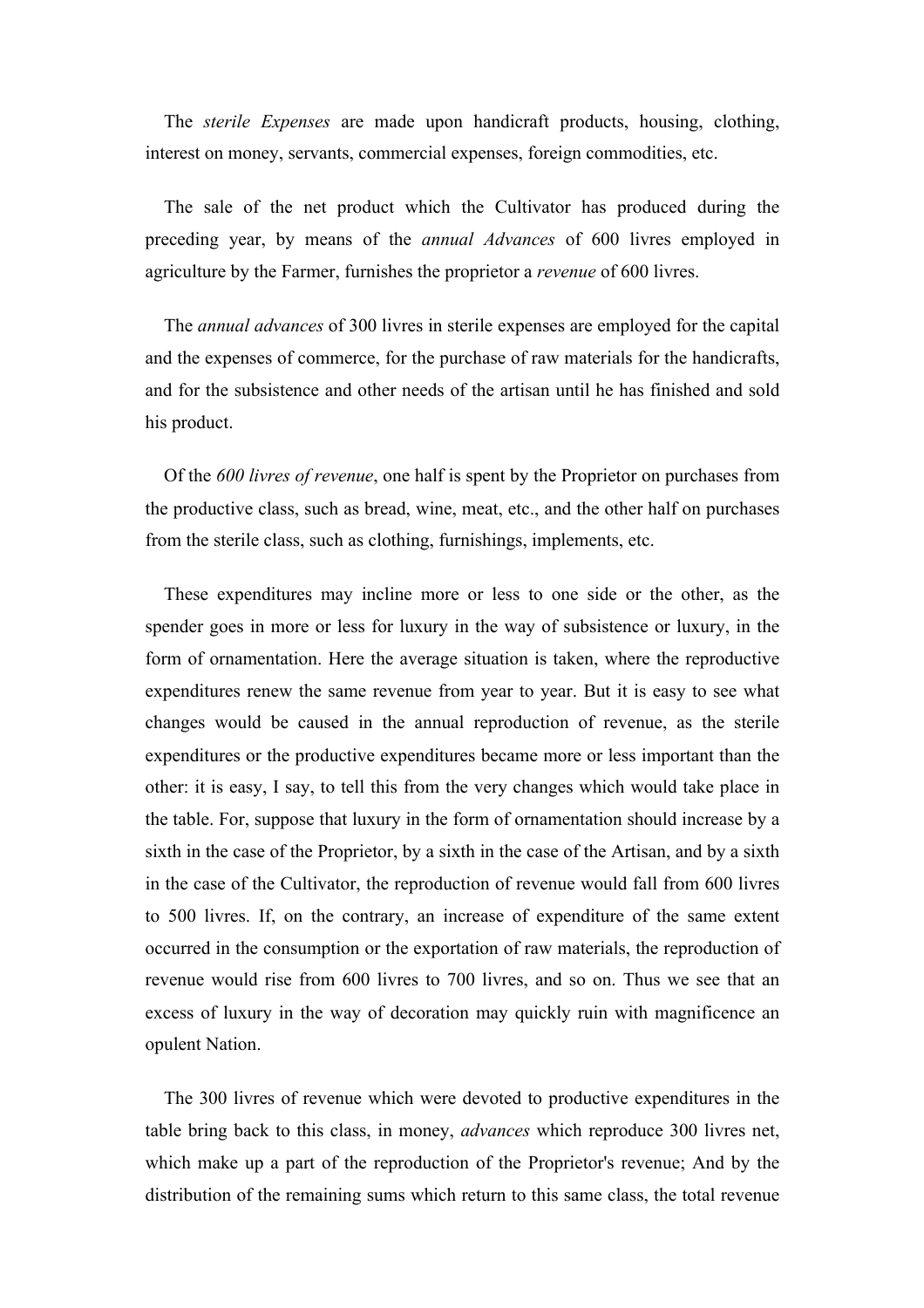The *sterile Expenses* are made upon handicraft products, housing, clothing, interest on money, servants, commercial expenses, foreign commodities, etc.

The sale of the net product which the Cultivator has produced during the preceding year, by means of the *annual Advances* of 600 livres employed in agriculture by the Farmer, furnishes the proprietor a *revenue* of 600 livres.

The *annual advances* of 300 livres in sterile expenses are employed for the capital and the expenses of commerce, for the purchase of raw materials for the handicrafts, and for the subsistence and other needs of the artisan until he has finished and sold his product.

Of the *600 livres of revenue*, one half is spent by the Proprietor on purchases from the productive class, such as bread, wine, meat, etc., and the other half on purchases from the sterile class, such as clothing, furnishings, implements, etc.

These expenditures may incline more or less to one side or the other, as the spender goes in more or less for luxury in the way of subsistence or luxury, in the form of ornamentation. Here the average situation is taken, where the reproductive expenditures renew the same revenue from year to year. But it is easy to see what changes would be caused in the annual reproduction of revenue, as the sterile expenditures or the productive expenditures became more or less important than the other: it is easy, I say, to tell this from the very changes which would take place in the table. For, suppose that luxury in the form of ornamentation should increase by a sixth in the case of the Proprietor, by a sixth in the case of the Artisan, and by a sixth in the case of the Cultivator, the reproduction of revenue would fall from 600 livres to 500 livres. If, on the contrary, an increase of expenditure of the same extent occurred in the consumption or the exportation of raw materials, the reproduction of revenue would rise from 600 livres to 700 livres, and so on. Thus we see that an excess of luxury in the way of decoration may quickly ruin with magnificence an opulent Nation.

The 300 livres of revenue which were devoted to productive expenditures in the table bring back to this class, in money, *advances* which reproduce 300 livres net, which make up a part of the reproduction of the Proprietor's revenue; And by the distribution of the remaining sums which return to this same class, the total revenue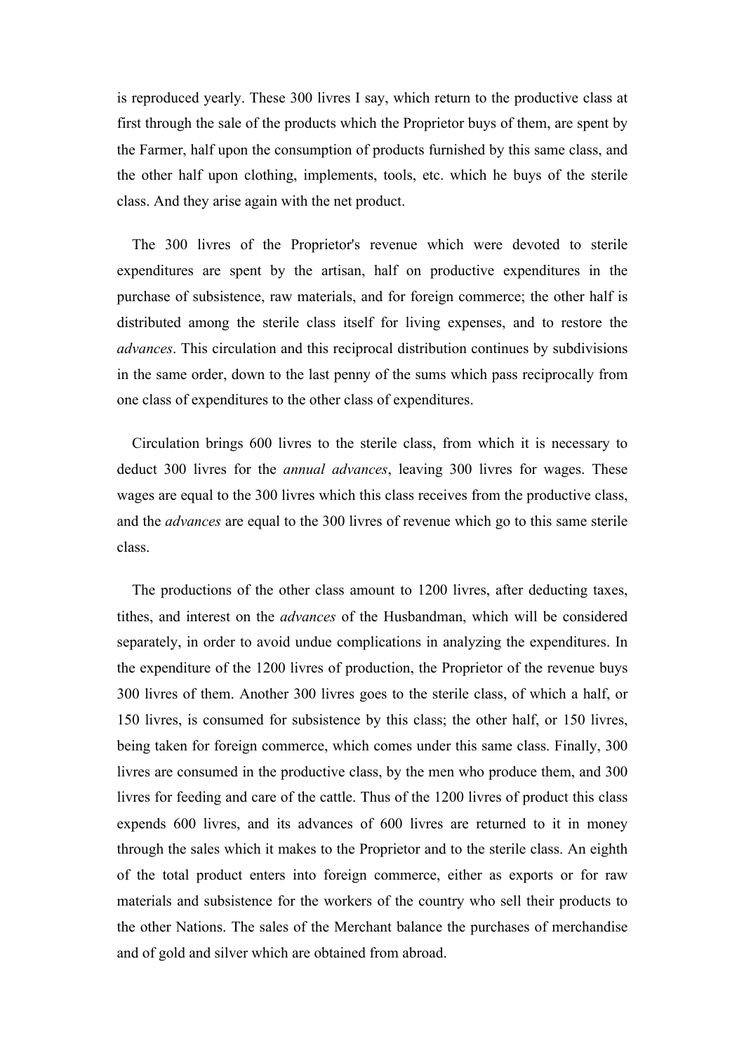is reproduced yearly. These 300 livres I say, which return to the productive class at first through the sale of the products which the Proprietor buys of them, are spent by the Farmer, half upon the consumption of products furnished by this same class, and the other half upon clothing, implements, tools, etc. which he buys of the sterile class. And they arise again with the net product.

The 300 livres of the Proprietor's revenue which were devoted to sterile expenditures are spent by the artisan, half on productive expenditures in the purchase of subsistence, raw materials, and for foreign commerce; the other half is distributed among the sterile class itself for living expenses, and to restore the *advances*. This circulation and this reciprocal distribution continues by subdivisions in the same order, down to the last penny of the sums which pass reciprocally from one class of expenditures to the other class of expenditures.

Circulation brings 600 livres to the sterile class, from which it is necessary to deduct 300 livres for the *annual advances*, leaving 300 livres for wages. These wages are equal to the 300 livres which this class receives from the productive class, and the *advances* are equal to the 300 livres of revenue which go to this same sterile class.

The productions of the other class amount to 1200 livres, after deducting taxes, tithes, and interest on the *advances* of the Husbandman, which will be considered separately, in order to avoid undue complications in analyzing the expenditures. In the expenditure of the 1200 livres of production, the Proprietor of the revenue buys 300 livres of them. Another 300 livres goes to the sterile class, of which a half, or 150 livres, is consumed for subsistence by this class; the other half, or 150 livres, being taken for foreign commerce, which comes under this same class. Finally, 300 livres are consumed in the productive class, by the men who produce them, and 300 livres for feeding and care of the cattle. Thus of the 1200 livres of product this class expends 600 livres, and its advances of 600 livres are returned to it in money through the sales which it makes to the Proprietor and to the sterile class. An eighth of the total product enters into foreign commerce, either as exports or for raw materials and subsistence for the workers of the country who sell their products to the other Nations. The sales of the Merchant balance the purchases of merchandise and of gold and silver which are obtained from abroad.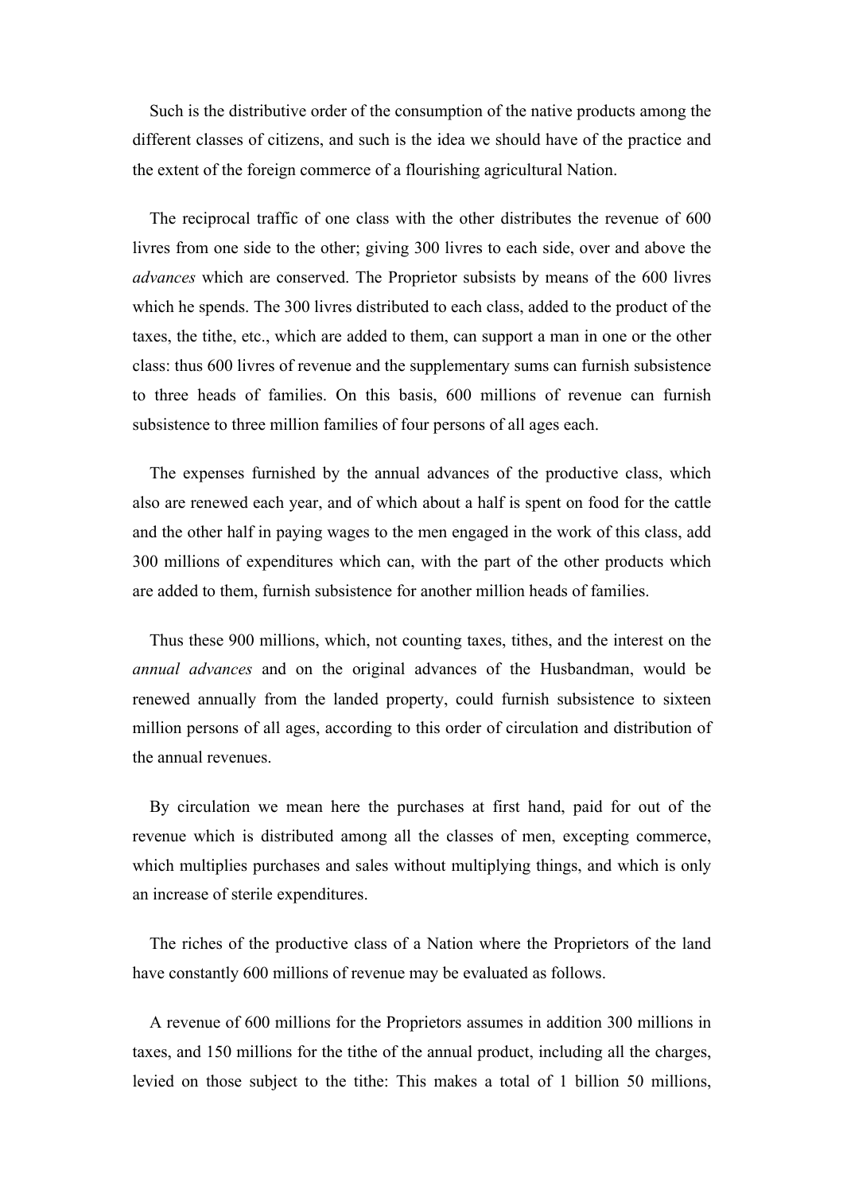Such is the distributive order of the consumption of the native products among the different classes of citizens, and such is the idea we should have of the practice and the extent of the foreign commerce of a flourishing agricultural Nation.

The reciprocal traffic of one class with the other distributes the revenue of 600 livres from one side to the other; giving 300 livres to each side, over and above the *advances* which are conserved. The Proprietor subsists by means of the 600 livres which he spends. The 300 livres distributed to each class, added to the product of the taxes, the tithe, etc., which are added to them, can support a man in one or the other class: thus 600 livres of revenue and the supplementary sums can furnish subsistence to three heads of families. On this basis, 600 millions of revenue can furnish subsistence to three million families of four persons of all ages each.

The expenses furnished by the annual advances of the productive class, which also are renewed each year, and of which about a half is spent on food for the cattle and the other half in paying wages to the men engaged in the work of this class, add 300 millions of expenditures which can, with the part of the other products which are added to them, furnish subsistence for another million heads of families.

Thus these 900 millions, which, not counting taxes, tithes, and the interest on the *annual advances* and on the original advances of the Husbandman, would be renewed annually from the landed property, could furnish subsistence to sixteen million persons of all ages, according to this order of circulation and distribution of the annual revenues.

By circulation we mean here the purchases at first hand, paid for out of the revenue which is distributed among all the classes of men, excepting commerce, which multiplies purchases and sales without multiplying things, and which is only an increase of sterile expenditures.

The riches of the productive class of a Nation where the Proprietors of the land have constantly 600 millions of revenue may be evaluated as follows.

A revenue of 600 millions for the Proprietors assumes in addition 300 millions in taxes, and 150 millions for the tithe of the annual product, including all the charges, levied on those subject to the tithe: This makes a total of 1 billion 50 millions,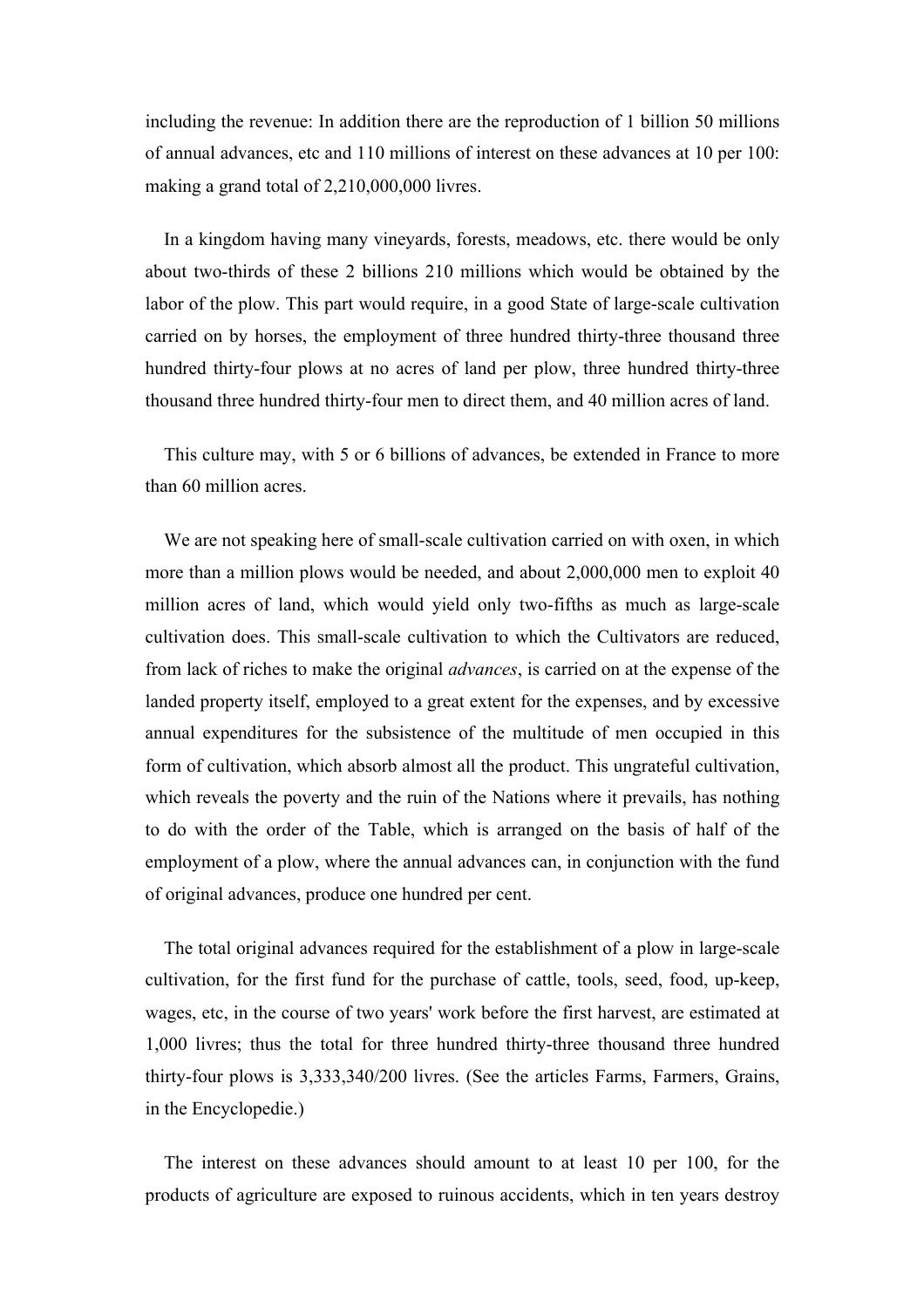including the revenue: In addition there are the reproduction of 1 billion 50 millions of annual advances, etc and 110 millions of interest on these advances at 10 per 100: making a grand total of 2,210,000,000 livres.

In a kingdom having many vineyards, forests, meadows, etc. there would be only about two-thirds of these 2 billions 210 millions which would be obtained by the labor of the plow. This part would require, in a good State of large-scale cultivation carried on by horses, the employment of three hundred thirty-three thousand three hundred thirty-four plows at no acres of land per plow, three hundred thirty-three thousand three hundred thirty-four men to direct them, and 40 million acres of land.

This culture may, with 5 or 6 billions of advances, be extended in France to more than 60 million acres.

We are not speaking here of small-scale cultivation carried on with oxen, in which more than a million plows would be needed, and about 2,000,000 men to exploit 40 million acres of land, which would yield only two-fifths as much as large-scale cultivation does. This small-scale cultivation to which the Cultivators are reduced, from lack of riches to make the original *advances*, is carried on at the expense of the landed property itself, employed to a great extent for the expenses, and by excessive annual expenditures for the subsistence of the multitude of men occupied in this form of cultivation, which absorb almost all the product. This ungrateful cultivation, which reveals the poverty and the ruin of the Nations where it prevails, has nothing to do with the order of the Table, which is arranged on the basis of half of the employment of a plow, where the annual advances can, in conjunction with the fund of original advances, produce one hundred per cent.

The total original advances required for the establishment of a plow in large-scale cultivation, for the first fund for the purchase of cattle, tools, seed, food, up-keep, wages, etc, in the course of two years' work before the first harvest, are estimated at 1,000 livres; thus the total for three hundred thirty-three thousand three hundred thirty-four plows is 3,333,340/200 livres. (See the articles Farms, Farmers, Grains, in the Encyclopedie.)

The interest on these advances should amount to at least 10 per 100, for the products of agriculture are exposed to ruinous accidents, which in ten years destroy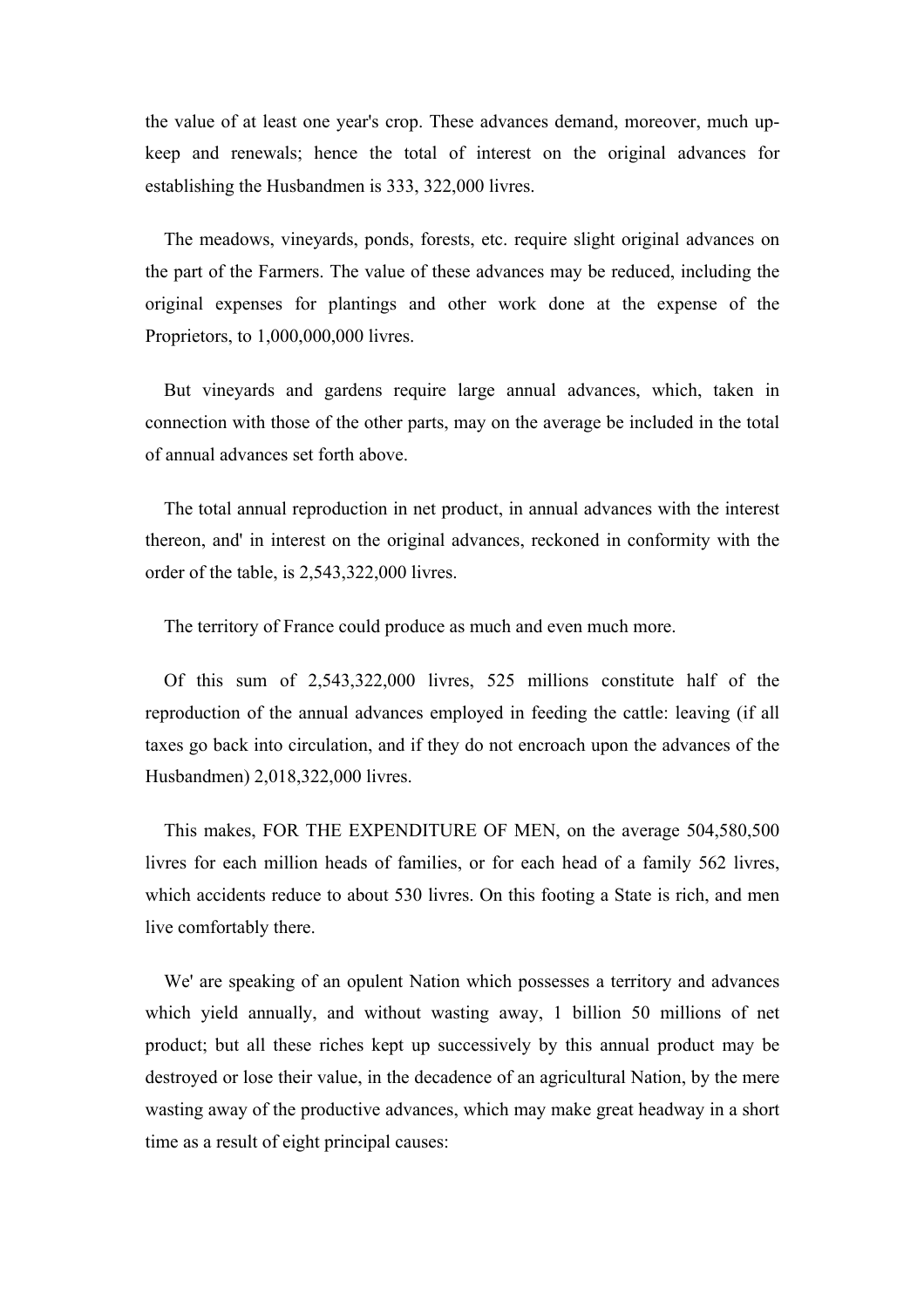the value of at least one year's crop. These advances demand, moreover, much up-keep and renewals; hence the total of interest on the original advances for establishing the Husbandmen is 333, 322,000 livres.

The meadows, vineyards, ponds, forests, etc. require slight original advances on the part of the Farmers. The value of these advances may be reduced, including the original expenses for plantings and other work done at the expense of the Proprietors, to 1,000,000,000 livres.

But vineyards and gardens require large annual advances, which, taken in connection with those of the other parts, may on the average be included in the total of annual advances set forth above.

The total annual reproduction in net product, in annual advances with the interest thereon, and' in interest on the original advances, reckoned in conformity with the order of the table, is 2,543,322,000 livres.

The territory of France could produce as much and even much more.

Of this sum of 2,543,322,000 livres, 525 millions constitute half of the reproduction of the annual advances employed in feeding the cattle: leaving (if all taxes go back into circulation, and if they do not encroach upon the advances of the Husbandmen) 2,018,322,000 livres.

This makes, FOR THE EXPENDITURE OF MEN, on the average 504,580,500 livres for each million heads of families, or for each head of a family 562 livres, which accidents reduce to about 530 livres. On this footing a State is rich, and men live comfortably there.

We' are speaking of an opulent Nation which possesses a territory and advances which yield annually, and without wasting away, 1 billion 50 millions of net product; but all these riches kept up successively by this annual product may be destroyed or lose their value, in the decadence of an agricultural Nation, by the mere wasting away of the productive advances, which may make great headway in a short time as a result of eight principal causes: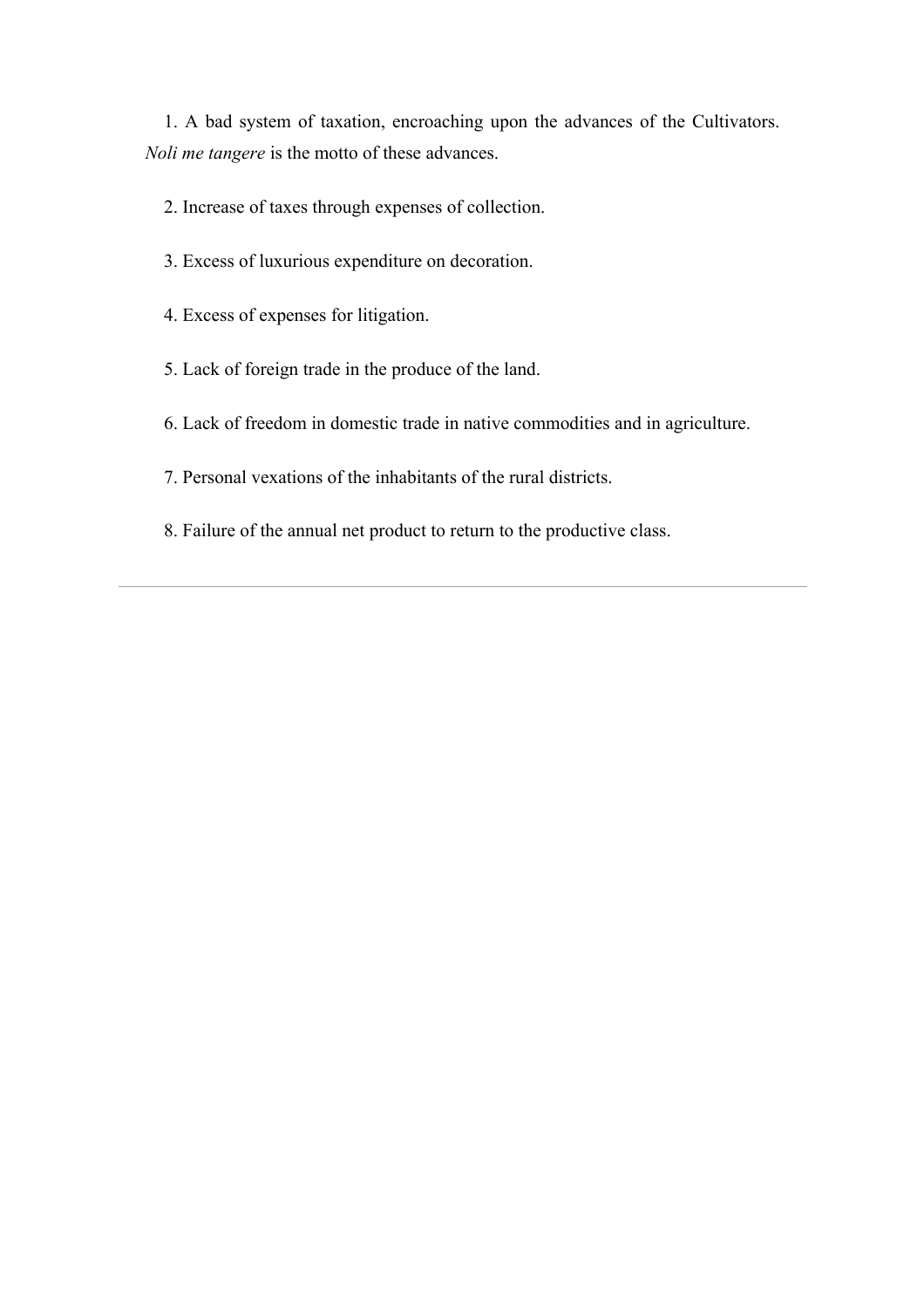1. A bad system of taxation, encroaching upon the advances of the Cultivators. *Noli me tangere* is the motto of these advances.

2. Increase of taxes through expenses of collection.

3. Excess of luxurious expenditure on decoration.

4. Excess of expenses for litigation.

5. Lack of foreign trade in the produce of the land.

6. Lack of freedom in domestic trade in native commodities and in agriculture.

7. Personal vexations of the inhabitants of the rural districts.

8. Failure of the annual net product to return to the productive class.

---